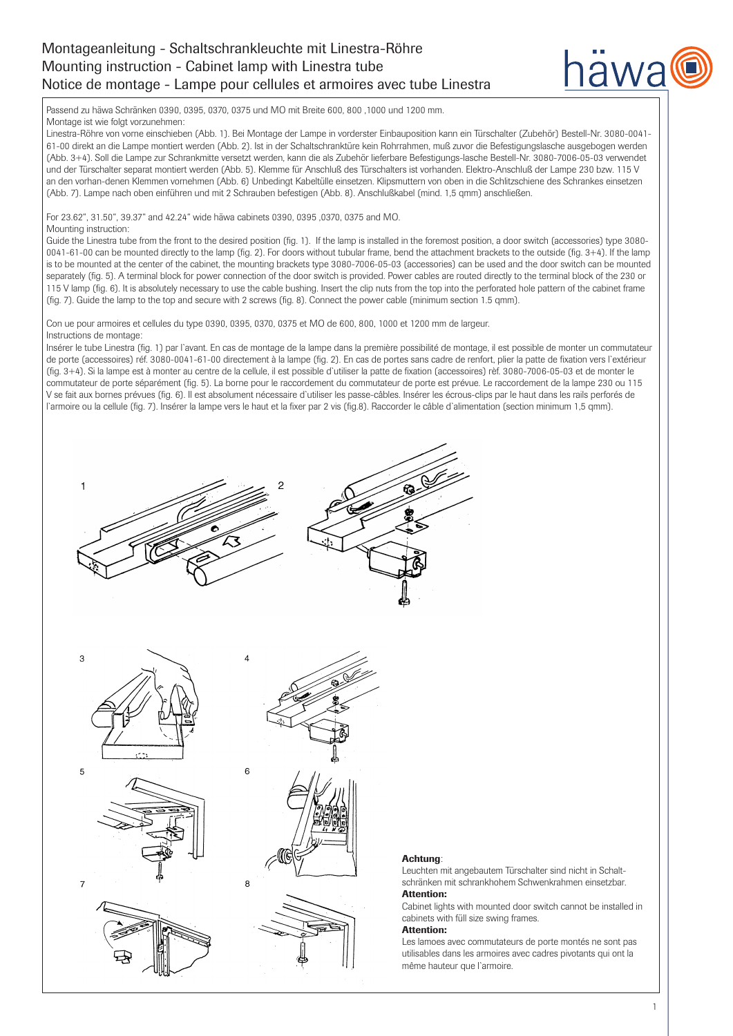# Montageanleitung - Schaltschrankleuchte mit Linestra-Röhre
# Mounting instruction - Cabinet lamp with Linestra tube
# Notice de montage - Lampe pour cellules et armoires avec tube Linestra

Passend zu häwa Schränken 0390, 0395, 0370, 0375 und MO mit Breite 600, 800 ,1000 und 1200 mm.
Montage ist wie folgt vorzunehmen:
Linestra-Röhre von vorne einschieben (Abb. 1). Bei Montage der Lampe in vorderster Einbauposition kann ein Türschalter (Zubehör) Bestell-Nr. 3080-0041-61-00 direkt an die Lampe montiert werden (Abb. 2). Ist in der Schaltschranktüre kein Rohrrahmen, muß zuvor die Befestigungslasche ausgebogen werden (Abb. 3+4). Soll die Lampe zur Schrankmitte versetzt werden, kann die als Zubehör lieferbare Befestigungs-lasche Bestell-Nr. 3080-7006-05-03 verwendet und der Türschalter separat montiert werden (Abb. 5). Klemme für Anschluß des Türschalters ist vorhanden. Elektro-Anschluß der Lampe 230 bzw. 115 V an den vorhan-denen Klemmen vornehmen (Abb. 6) Unbedingt Kabeltülle einsetzen. Klipsmuttern von oben in die Schlitzschiene des Schrankes einsetzen (Abb. 7). Lampe nach oben einführen und mit 2 Schrauben befestigen (Abb. 8). Anschlußkabel (mind. 1,5 qmm) anschließen.

For 23.62", 31.50", 39.37" and 42.24" wide häwa cabinets 0390, 0395 ,0370, 0375 and MO.
Mounting instruction:
Guide the Linestra tube from the front to the desired position (fig. 1). If the lamp is installed in the foremost position, a door switch (accessories) type 3080-0041-61-00 can be mounted directly to the lamp (fig. 2). For doors without tubular frame, bend the attachment brackets to the outside (fig. 3+4). If the lamp is to be mounted at the center of the cabinet, the mounting brackets type 3080-7006-05-03 (accessories) can be used and the door switch can be mounted separately (fig. 5). A terminal block for power connection of the door switch is provided. Power cables are routed directly to the terminal block of the 230 or 115 V lamp (fig. 6). It is absolutely necessary to use the cable bushing. Insert the clip nuts from the top into the perforated hole pattern of the cabinet frame (fig. 7). Guide the lamp to the top and secure with 2 screws (fig. 8). Connect the power cable (minimum section 1.5 qmm).

Con ue pour armoires et cellules du type 0390, 0395, 0370, 0375 et MO de 600, 800, 1000 et 1200 mm de largeur.
Instructions de montage:
Insérer le tube Linestra (fig. 1) par l`avant. En cas de montage de la lampe dans la première possibilité de montage, il est possible de monter un commutateur de porte (accessoires) réf. 3080-0041-61-00 directement à la lampe (fig. 2). En cas de portes sans cadre de renfort, plier la patte de fixation vers l`extérieur (fig. 3+4). Si la lampe est à monter au centre de la cellule, il est possible d`utiliser la patte de fixation (accessoires) réf. 3080-7006-05-03 et de monter le commutateur de porte séparément (fig. 5). La borne pour le raccordement du commutateur de porte est prévue. Le raccordement de la lampe 230 ou 115 V se fait aux bornes prévues (fig. 6). Il est absolument nécessaire d`utiliser les passe-câbles. Insérer les écrous-clips par le haut dans les rails perforés de l`armoire ou la cellule (fig. 7). Insérer la lampe vers le haut et la fixer par 2 vis (fig.8). Raccorder le câble d`alimentation (section minimum 1,5 qmm).

1 2

3 4

5 6

7 8

**Achtung**:
Leuchten mit angebautem Türschalter sind nicht in Schalt-schränken mit schrankhohem Schwenkrahmen einsetzbar.

**Attention:**
Cabinet lights with mounted door switch cannot be installed in cabinets with füll size swing frames.

**Attention:**
Les lamoes avec commutateurs de porte montés ne sont pas utilisables dans les armoires avec cadres pivotants qui ont la même hauteur que l`armoire.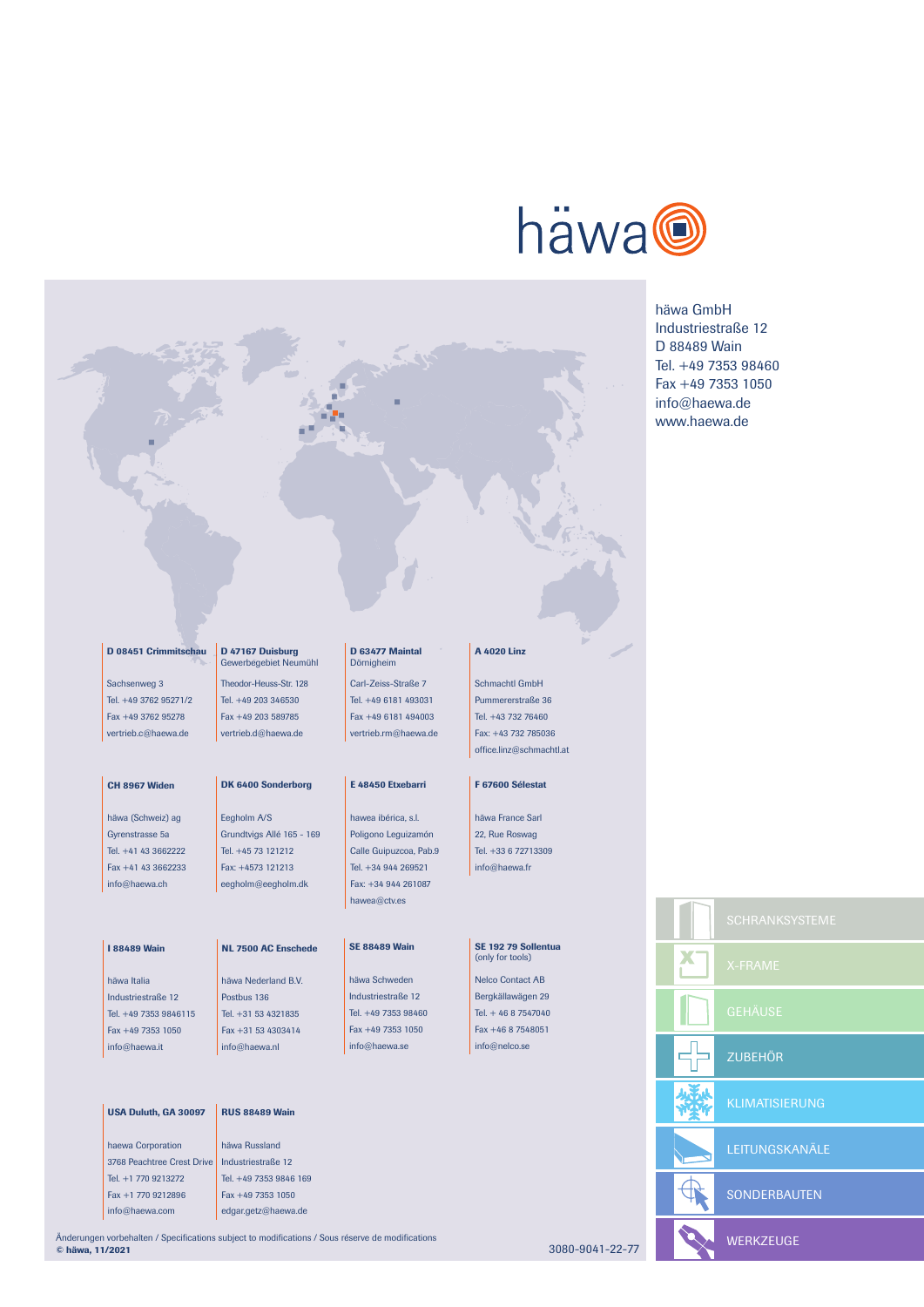häwa

häwa GmbH
Industriestraße 12
D 88489 Wain
Tel. +49 7353 98460
Fax +49 7353 1050
info@haewa.de
www.haewa.de

**D 08451 Crimmitschau**

Sachsenweg 3
Tel. +49 3762 95271/2
Fax +49 3762 95278
vertrieb.c@haewa.de

**D 47167 Duisburg**
Gewerbegebiet Neumühl

Theodor-Heuss-Str. 128
Tel. +49 203 346530
Fax +49 203 589785
vertrieb.d@haewa.de

**D 63477 Maintal**
Dörnigheim

Carl-Zeiss-Straße 7
Tel. +49 6181 493031
Fax +49 6181 494003
vertrieb.rm@haewa.de

**A 4020 Linz**

Schmachtl GmbH
Pummererstraße 36
Tel. +43 732 76460
Fax: +43 732 785036
office.linz@schmachtl.at

**CH 8967 Widen**

häwa (Schweiz) ag
Gyrenstrasse 5a
Tel. +41 43 3662222
Fax +41 43 3662233
info@haewa.ch

**DK 6400 Sonderborg**

Eegholm A/S
Grundtvigs Allé 165 - 169
Tel. +45 73 121212
Fax: +4573 121213
eegholm@eegholm.dk

**E 48450 Etxebarri**

hawea ibérica, s.l.
Poligono Leguizamón
Calle Guipuzcoa, Pab.9
Tel. +34 944 269521
Fax: +34 944 261087
hawea@ctv.es

**F 67600 Sélestat**

häwa France Sarl
22, Rue Roswag
Tel. +33 6 72713309
info@haewa.fr

**I 88489 Wain**

häwa Italia
Industriestraße 12
Tel. +49 7353 9846115
Fax +49 7353 1050
info@haewa.it

**NL 7500 AC Enschede**

häwa Nederland B.V.
Postbus 136
Tel. +31 53 4321835
Fax +31 53 4303414
info@haewa.nl

**SE 88489 Wain**

häwa Schweden
Industriestraße 12
Tel. +49 7353 98460
Fax +49 7353 1050
info@haewa.se

**SE 192 79 Sollentua**
(only for tools)

Nelco Contact AB
Bergkällawägen 29
Tel. + 46 8 7547040
Fax +46 8 7548051
info@nelco.se

**USA Duluth, GA 30097**

haewa Corporation
3768 Peachtree Crest Drive
Tel. +1 770 9213272
Fax +1 770 9212896
info@haewa.com

**RUS 88489 Wain**

häwa Russland
Industriestraße 12
Tel. +49 7353 9846 169
Fax +49 7353 1050
edgar.getz@haewa.de

Änderungen vorbehalten / Specifications subject to modifications / Sous réserve de modifications
**© häwa, 11/2021**

3080-9041-22-77

- SCHRANKSYSTEME
- X-FRAME
- GEHÄUSE
- ZUBEHÖR
- KLIMATISIERUNG
- LEITUNGSKANÄLE
- SONDERBAUTEN
- WERKZEUGE